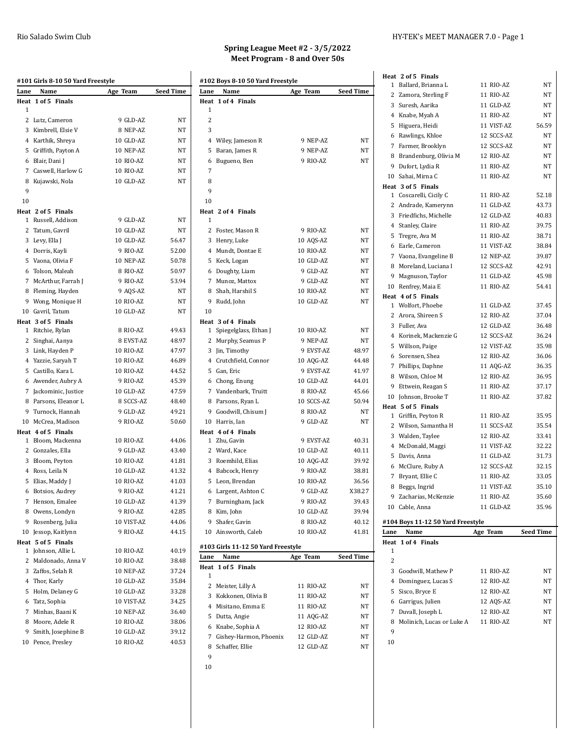## Spring League Meet #2 - 3/5/2022
## Meet Program - 8 and Over 50s

### #101 Girls 8-10 50 Yard Freestyle

| Lane | Name | Age | Team | Seed Time |
|---|---|---|---|---|
| **Heat 1 of 5 Finals** | | | | |
| 1 | | | | |
| 2 | Lutz, Cameron | 9 | GLD-AZ | NT |
| 3 | Kimbrell, Elsie V | 8 | NEP-AZ | NT |
| 4 | Karthik, Shreya | 10 | GLD-AZ | NT |
| 5 | Griffith, Payton A | 10 | NEP-AZ | NT |
| 6 | Blair, Dani J | 10 | RIO-AZ | NT |
| 7 | Caswell, Harlow G | 10 | RIO-AZ | NT |
| 8 | Kujawski, Nola | 10 | GLD-AZ | NT |
| 9 | | | | |
| 10 | | | | |
| **Heat 2 of 5 Finals** | | | | |
| 1 | Russell, Addison | 9 | GLD-AZ | NT |
| 2 | Tatum, Gavril | 10 | GLD-AZ | NT |
| 3 | Levy, Ella J | 10 | GLD-AZ | 56.47 |
| 4 | Dorris, Kayli | 9 | RIO-AZ | 52.00 |
| 5 | Vaona, Olivia F | 10 | NEP-AZ | 50.78 |
| 6 | Tolson, Maleah | 8 | RIO-AZ | 50.97 |
| 7 | McArthur, Farrah J | 9 | RIO-AZ | 53.94 |
| 8 | Fleming, Hayden | 9 | AQS-AZ | NT |
| 9 | Wong, Monique H | 10 | RIO-AZ | NT |
| 10 | Gavril, Tatum | 10 | GLD-AZ | NT |
| **Heat 3 of 5 Finals** | | | | |
| 1 | Ritchie, Rylan | 8 | RIO-AZ | 49.43 |
| 2 | Singhai, Aanya | 8 | EVST-AZ | 48.97 |
| 3 | Link, Hayden P | 10 | RIO-AZ | 47.97 |
| 4 | Yazzie, Saryah T | 10 | RIO-AZ | 46.89 |
| 5 | Castillo, Kara L | 10 | RIO-AZ | 44.52 |
| 6 | Awender, Aubry A | 9 | RIO-AZ | 45.39 |
| 7 | Jackominic, Justice | 10 | GLD-AZ | 47.59 |
| 8 | Parsons, Eleanor L | 8 | SCCS-AZ | 48.40 |
| 9 | Turnock, Hannah | 9 | GLD-AZ | 49.21 |
| 10 | McCrea, Madison | 9 | RIO-AZ | 50.60 |
| **Heat 4 of 5 Finals** | | | | |
| 1 | Bloom, Mackenna | 10 | RIO-AZ | 44.06 |
| 2 | Gonzales, Ella | 9 | GLD-AZ | 43.40 |
| 3 | Bloom, Peyton | 10 | RIO-AZ | 41.81 |
| 4 | Ross, Leila N | 10 | GLD-AZ | 41.32 |
| 5 | Elias, Maddy J | 10 | RIO-AZ | 41.03 |
| 6 | Botsios, Audrey | 9 | RIO-AZ | 41.21 |
| 7 | Henson, Emalee | 10 | GLD-AZ | 41.39 |
| 8 | Owens, Londyn | 9 | RIO-AZ | 42.85 |
| 9 | Rosenberg, Julia | 10 | VIST-AZ | 44.06 |
| 10 | Jessop, Kaitlynn | 9 | RIO-AZ | 44.15 |
| **Heat 5 of 5 Finals** | | | | |
| 1 | Johnson, Allie L | 10 | RIO-AZ | 40.19 |
| 2 | Maldonado, Anna V | 10 | RIO-AZ | 38.48 |
| 3 | Zaffos, Selah R | 10 | NEP-AZ | 37.24 |
| 4 | Thor, Karly | 10 | GLD-AZ | 35.84 |
| 5 | Holm, Delaney G | 10 | GLD-AZ | 33.28 |
| 6 | Tatz, Sophia | 10 | VIST-AZ | 34.25 |
| 7 | Minhas, Baani K | 10 | NEP-AZ | 36.40 |
| 8 | Moore, Adele R | 10 | RIO-AZ | 38.06 |
| 9 | Smith, Josephine B | 10 | GLD-AZ | 39.12 |
| 10 | Pence, Presley | 10 | RIO-AZ | 40.53 |

### #102 Boys 8-10 50 Yard Freestyle

| Lane | Name | Age | Team | Seed Time |
|---|---|---|---|---|
| **Heat 1 of 4 Finals** | | | | |
| 1 | | | | |
| 2 | | | | |
| 3 | | | | |
| 4 | Wiley, Jameson R | 9 | NEP-AZ | NT |
| 5 | Baran, James R | 9 | NEP-AZ | NT |
| 6 | Bugueno, Ben | 9 | RIO-AZ | NT |
| 7 | | | | |
| 8 | | | | |
| 9 | | | | |
| 10 | | | | |
| **Heat 2 of 4 Finals** | | | | |
| 1 | | | | |
| 2 | Foster, Mason R | 9 | RIO-AZ | NT |
| 3 | Henry, Luke | 10 | AQS-AZ | NT |
| 4 | Mundt, Dontae E | 10 | RIO-AZ | NT |
| 5 | Keck, Logan | 10 | GLD-AZ | NT |
| 6 | Doughty, Liam | 9 | GLD-AZ | NT |
| 7 | Munoz, Mattox | 9 | GLD-AZ | NT |
| 8 | Shah, Harshil S | 10 | RIO-AZ | NT |
| 9 | Rudd, John | 10 | GLD-AZ | NT |
| 10 | | | | |
| **Heat 3 of 4 Finals** | | | | |
| 1 | Spiegelglass, Ethan J | 10 | RIO-AZ | NT |
| 2 | Murphy, Seamus P | 9 | NEP-AZ | NT |
| 3 | Jin, Timothy | 9 | EVST-AZ | 48.97 |
| 4 | Crutchfield, Connor | 10 | AQG-AZ | 44.48 |
| 5 | Gan, Eric | 9 | EVST-AZ | 41.97 |
| 6 | Chong, Enung | 10 | GLD-AZ | 44.01 |
| 7 | Vandenbark, Truitt | 8 | RIO-AZ | 45.66 |
| 8 | Parsons, Ryan L | 10 | SCCS-AZ | 50.94 |
| 9 | Goodwill, Chisum J | 8 | RIO-AZ | NT |
| 10 | Harris, Ian | 9 | GLD-AZ | NT |
| **Heat 4 of 4 Finals** | | | | |
| 1 | Zhu, Gavin | 9 | EVST-AZ | 40.31 |
| 2 | Ward, Kace | 10 | GLD-AZ | 40.11 |
| 3 | Roemhild, Elias | 10 | AQG-AZ | 39.92 |
| 4 | Babcock, Henry | 9 | RIO-AZ | 38.81 |
| 5 | Leon, Brendan | 10 | RIO-AZ | 36.56 |
| 6 | Largent, Ashton C | 9 | GLD-AZ | X38.27 |
| 7 | Burningham, Jack | 9 | RIO-AZ | 39.43 |
| 8 | Kim, John | 10 | GLD-AZ | 39.94 |
| 9 | Shafer, Gavin | 8 | RIO-AZ | 40.12 |
| 10 | Ainsworth, Caleb | 10 | RIO-AZ | 41.81 |

### #103 Girls 11-12 50 Yard Freestyle

| Lane | Name | Age | Team | Seed Time |
|---|---|---|---|---|
| **Heat 1 of 5 Finals** | | | | |
| 1 | | | | |
| 2 | Meister, Lilly A | 11 | RIO-AZ | NT |
| 3 | Kokkonen, Olivia B | 11 | RIO-AZ | NT |
| 4 | Misitano, Emma E | 11 | RIO-AZ | NT |
| 5 | Dutta, Angie | 11 | AQG-AZ | NT |
| 6 | Knabe, Sophia A | 12 | RIO-AZ | NT |
| 7 | Gishey-Harmon, Phoenix | 12 | GLD-AZ | NT |
| 8 | Schaffer, Ellie | 12 | GLD-AZ | NT |
| 9 | | | | |
| 10 | | | | |
| **Heat 2 of 5 Finals** | | | | |
| 1 | Ballard, Brianna L | 11 | RIO-AZ | NT |
| 2 | Zamora, Sterling F | 11 | RIO-AZ | NT |
| 3 | Suresh, Aarika | 11 | GLD-AZ | NT |
| 4 | Knabe, Myah A | 11 | RIO-AZ | NT |
| 5 | Higuera, Heidi | 11 | VIST-AZ | 56.59 |
| 6 | Rawlings, Khloe | 12 | SCCS-AZ | NT |
| 7 | Farmer, Brooklyn | 12 | SCCS-AZ | NT |
| 8 | Brandenburg, Olivia M | 12 | RIO-AZ | NT |
| 9 | Dufort, Lydia R | 11 | RIO-AZ | NT |
| 10 | Sahai, Mirna C | 11 | RIO-AZ | NT |
| **Heat 3 of 5 Finals** | | | | |
| 1 | Coscarelli, Cicily C | 11 | RIO-AZ | 52.18 |
| 2 | Andrade, Kamerynn | 11 | GLD-AZ | 43.73 |
| 3 | Friedfichs, Michelle | 12 | GLD-AZ | 40.83 |
| 4 | Stanley, Claire | 11 | RIO-AZ | 39.75 |
| 5 | Tregre, Ava M | 11 | RIO-AZ | 38.71 |
| 6 | Earle, Cameron | 11 | VIST-AZ | 38.84 |
| 7 | Vaona, Evangeline B | 12 | NEP-AZ | 39.87 |
| 8 | Moreland, Luciana I | 12 | SCCS-AZ | 42.91 |
| 9 | Magnuson, Taylor | 11 | GLD-AZ | 45.98 |
| 10 | Renfrey, Maia E | 11 | RIO-AZ | 54.41 |
| **Heat 4 of 5 Finals** | | | | |
| 1 | Wolfort, Phoebe | 11 | GLD-AZ | 37.45 |
| 2 | Arora, Shireen S | 12 | RIO-AZ | 37.04 |
| 3 | Fuller, Ava | 12 | GLD-AZ | 36.48 |
| 4 | Korinek, Mackenzie G | 12 | SCCS-AZ | 36.24 |
| 5 | Willson, Paige | 12 | VIST-AZ | 35.98 |
| 6 | Sorensen, Shea | 12 | RIO-AZ | 36.06 |
| 7 | Phillips, Daphne | 11 | AQG-AZ | 36.35 |
| 8 | Wilson, Chloe M | 12 | RIO-AZ | 36.95 |
| 9 | Ettwein, Reagan S | 11 | RIO-AZ | 37.17 |
| 10 | Johnson, Brooke T | 11 | RIO-AZ | 37.82 |
| **Heat 5 of 5 Finals** | | | | |
| 1 | Griffin, Peyton R | 11 | RIO-AZ | 35.95 |
| 2 | Wilson, Samantha H | 11 | SCCS-AZ | 35.54 |
| 3 | Walden, Taylee | 12 | RIO-AZ | 33.41 |
| 4 | McDonald, Maggi | 11 | VIST-AZ | 32.22 |
| 5 | Davis, Anna | 11 | GLD-AZ | 31.73 |
| 6 | McClure, Ruby A | 12 | SCCS-AZ | 32.15 |
| 7 | Bryant, Ellie C | 11 | RIO-AZ | 33.05 |
| 8 | Beggs, Ingrid | 11 | VIST-AZ | 35.10 |
| 9 | Zacharias, McKenzie | 11 | RIO-AZ | 35.60 |
| 10 | Cable, Anna | 11 | GLD-AZ | 35.96 |

### #104 Boys 11-12 50 Yard Freestyle

| Lane | Name | Age | Team | Seed Time |
|---|---|---|---|---|
| **Heat 1 of 4 Finals** | | | | |
| 1 | | | | |
| 2 | | | | |
| 3 | Goodwill, Mathew P | 11 | RIO-AZ | NT |
| 4 | Dominguez, Lucas S | 12 | RIO-AZ | NT |
| 5 | Sisco, Bryce E | 12 | RIO-AZ | NT |
| 6 | Garrigus, Julien | 12 | AQS-AZ | NT |
| 7 | Duvall, Joseph L | 12 | RIO-AZ | NT |
| 8 | Molinich, Lucas or Luke A | 11 | RIO-AZ | NT |
| 9 | | | | |
| 10 | | | | |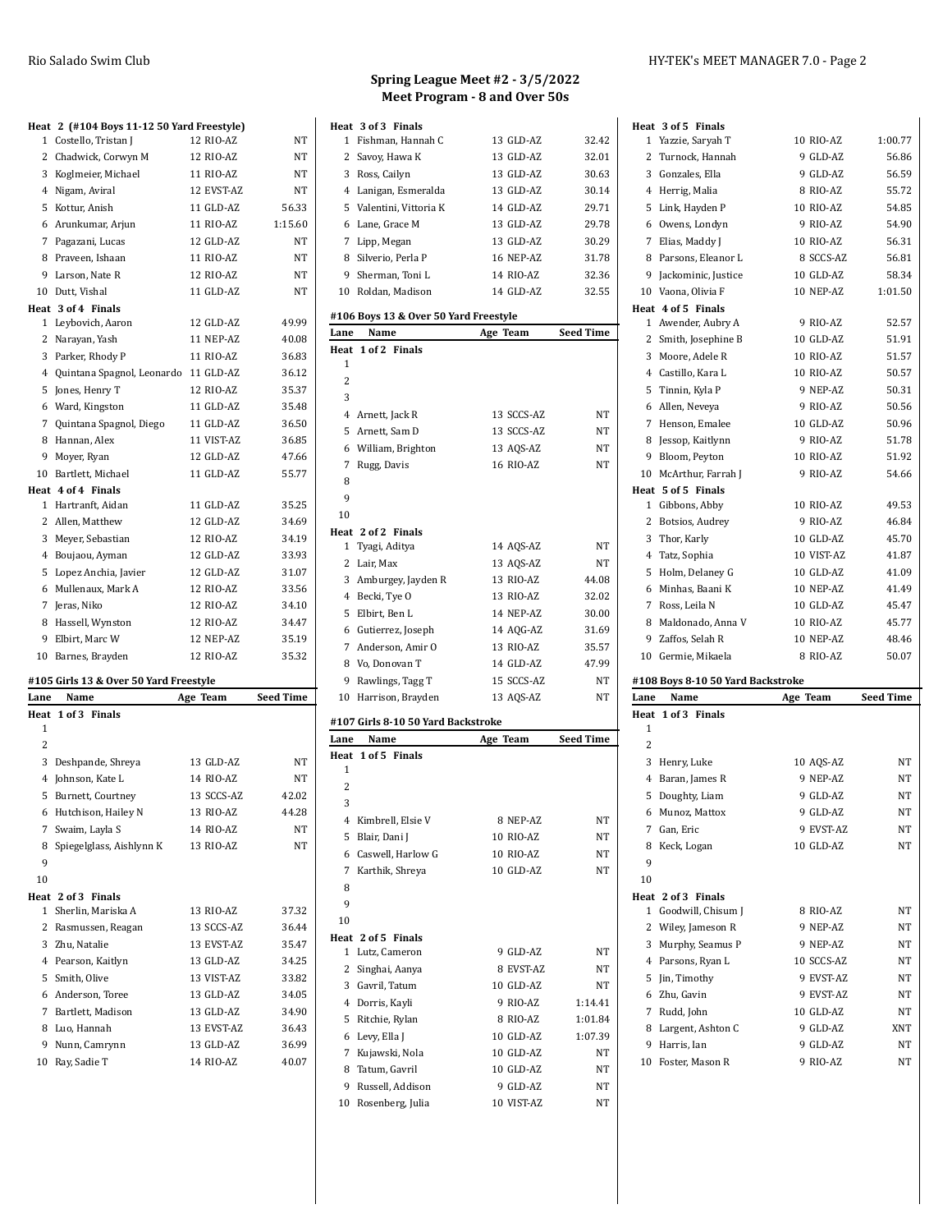## Spring League Meet #2 - 3/5/2022
## Meet Program - 8 and Over 50s

**Heat 2 (#104 Boys 11-12 50 Yard Freestyle)**

| Lane | Name | Age | Team | Seed Time |
|---|---|---|---|---|
| 1 | Costello, Tristan J | 12 | RIO-AZ | NT |
| 2 | Chadwick, Corwyn M | 12 | RIO-AZ | NT |
| 3 | Koglmeier, Michael | 11 | RIO-AZ | NT |
| 4 | Nigam, Aviral | 12 | EVST-AZ | NT |
| 5 | Kottur, Anish | 11 | GLD-AZ | 56.33 |
| 6 | Arunkumar, Arjun | 11 | RIO-AZ | 1:15.60 |
| 7 | Pagazani, Lucas | 12 | GLD-AZ | NT |
| 8 | Praveen, Ishaan | 11 | RIO-AZ | NT |
| 9 | Larson, Nate R | 12 | RIO-AZ | NT |
| 10 | Dutt, Vishal | 11 | GLD-AZ | NT |

**Heat 3 of 4 Finals**

| Lane | Name | Age | Team | Seed Time |
|---|---|---|---|---|
| 1 | Leybovich, Aaron | 12 | GLD-AZ | 49.99 |
| 2 | Narayan, Yash | 11 | NEP-AZ | 40.08 |
| 3 | Parker, Rhody P | 11 | RIO-AZ | 36.83 |
| 4 | Quintana Spagnol, Leonardo | 11 | GLD-AZ | 36.12 |
| 5 | Jones, Henry T | 12 | RIO-AZ | 35.37 |
| 6 | Ward, Kingston | 11 | GLD-AZ | 35.48 |
| 7 | Quintana Spagnol, Diego | 11 | GLD-AZ | 36.50 |
| 8 | Hannan, Alex | 11 | VIST-AZ | 36.85 |
| 9 | Moyer, Ryan | 12 | GLD-AZ | 47.66 |
| 10 | Bartlett, Michael | 11 | GLD-AZ | 55.77 |

**Heat 4 of 4 Finals**

| Lane | Name | Age | Team | Seed Time |
|---|---|---|---|---|
| 1 | Hartranft, Aidan | 11 | GLD-AZ | 35.25 |
| 2 | Allen, Matthew | 12 | GLD-AZ | 34.69 |
| 3 | Meyer, Sebastian | 12 | RIO-AZ | 34.19 |
| 4 | Boujaou, Ayman | 12 | GLD-AZ | 33.93 |
| 5 | Lopez Anchia, Javier | 12 | GLD-AZ | 31.07 |
| 6 | Mullenaux, Mark A | 12 | RIO-AZ | 33.56 |
| 7 | Jeras, Niko | 12 | RIO-AZ | 34.10 |
| 8 | Hassell, Wynston | 12 | RIO-AZ | 34.47 |
| 9 | Elbirt, Marc W | 12 | NEP-AZ | 35.19 |
| 10 | Barnes, Brayden | 12 | RIO-AZ | 35.32 |

### #105 Girls 13 & Over 50 Yard Freestyle

**Heat 1 of 3 Finals**

| Lane | Name | Age | Team | Seed Time |
|---|---|---|---|---|
| 1 | | | | |
| 2 | | | | |
| 3 | Deshpande, Shreya | 13 | GLD-AZ | NT |
| 4 | Johnson, Kate L | 14 | RIO-AZ | NT |
| 5 | Burnett, Courtney | 13 | SCCS-AZ | 42.02 |
| 6 | Hutchison, Hailey N | 13 | RIO-AZ | 44.28 |
| 7 | Swaim, Layla S | 14 | RIO-AZ | NT |
| 8 | Spiegelglass, Aishlynn K | 13 | RIO-AZ | NT |
| 9 | | | | |
| 10 | | | | |

**Heat 2 of 3 Finals**

| Lane | Name | Age | Team | Seed Time |
|---|---|---|---|---|
| 1 | Sherlin, Mariska A | 13 | RIO-AZ | 37.32 |
| 2 | Rasmussen, Reagan | 13 | SCCS-AZ | 36.44 |
| 3 | Zhu, Natalie | 13 | EVST-AZ | 35.47 |
| 4 | Pearson, Kaitlyn | 13 | GLD-AZ | 34.25 |
| 5 | Smith, Olive | 13 | VIST-AZ | 33.82 |
| 6 | Anderson, Toree | 13 | GLD-AZ | 34.05 |
| 7 | Bartlett, Madison | 13 | GLD-AZ | 34.90 |
| 8 | Luo, Hannah | 13 | EVST-AZ | 36.43 |
| 9 | Nunn, Camrynn | 13 | GLD-AZ | 36.99 |
| 10 | Ray, Sadie T | 14 | RIO-AZ | 40.07 |

**Heat 3 of 3 Finals**

| Lane | Name | Age | Team | Seed Time |
|---|---|---|---|---|
| 1 | Fishman, Hannah C | 13 | GLD-AZ | 32.42 |
| 2 | Savoy, Hawa K | 13 | GLD-AZ | 32.01 |
| 3 | Ross, Cailyn | 13 | GLD-AZ | 30.63 |
| 4 | Lanigan, Esmeralda | 13 | GLD-AZ | 30.14 |
| 5 | Valentini, Vittoria K | 14 | GLD-AZ | 29.71 |
| 6 | Lane, Grace M | 13 | GLD-AZ | 29.78 |
| 7 | Lipp, Megan | 13 | GLD-AZ | 30.29 |
| 8 | Silverio, Perla P | 16 | NEP-AZ | 31.78 |
| 9 | Sherman, Toni L | 14 | RIO-AZ | 32.36 |
| 10 | Roldan, Madison | 14 | GLD-AZ | 32.55 |

### #106 Boys 13 & Over 50 Yard Freestyle

**Heat 1 of 2 Finals**

| Lane | Name | Age | Team | Seed Time |
|---|---|---|---|---|
| 1 | | | | |
| 2 | | | | |
| 3 | | | | |
| 4 | Arnett, Jack R | 13 | SCCS-AZ | NT |
| 5 | Arnett, Sam D | 13 | SCCS-AZ | NT |
| 6 | William, Brighton | 13 | AQS-AZ | NT |
| 7 | Rugg, Davis | 16 | RIO-AZ | NT |
| 8 | | | | |
| 9 | | | | |
| 10 | | | | |

**Heat 2 of 2 Finals**

| Lane | Name | Age | Team | Seed Time |
|---|---|---|---|---|
| 1 | Tyagi, Aditya | 14 | AQS-AZ | NT |
| 2 | Lair, Max | 13 | AQS-AZ | NT |
| 3 | Amburgey, Jayden R | 13 | RIO-AZ | 44.08 |
| 4 | Becki, Tye O | 13 | RIO-AZ | 32.02 |
| 5 | Elbirt, Ben L | 14 | NEP-AZ | 30.00 |
| 6 | Gutierrez, Joseph | 14 | AQG-AZ | 31.69 |
| 7 | Anderson, Amir O | 13 | RIO-AZ | 35.57 |
| 8 | Vo, Donovan T | 14 | GLD-AZ | 47.99 |
| 9 | Rawlings, Tagg T | 15 | SCCS-AZ | NT |
| 10 | Harrison, Brayden | 13 | AQS-AZ | NT |

### #107 Girls 8-10 50 Yard Backstroke

**Heat 1 of 5 Finals**

| Lane | Name | Age | Team | Seed Time |
|---|---|---|---|---|
| 1 | | | | |
| 2 | | | | |
| 3 | | | | |
| 4 | Kimbrell, Elsie V | 8 | NEP-AZ | NT |
| 5 | Blair, Dani J | 10 | RIO-AZ | NT |
| 6 | Caswell, Harlow G | 10 | RIO-AZ | NT |
| 7 | Karthik, Shreya | 10 | GLD-AZ | NT |
| 8 | | | | |
| 9 | | | | |
| 10 | | | | |

**Heat 2 of 5 Finals**

| Lane | Name | Age | Team | Seed Time |
|---|---|---|---|---|
| 1 | Lutz, Cameron | 9 | GLD-AZ | NT |
| 2 | Singhai, Aanya | 8 | EVST-AZ | NT |
| 3 | Gavril, Tatum | 10 | GLD-AZ | NT |
| 4 | Dorris, Kayli | 9 | RIO-AZ | 1:14.41 |
| 5 | Ritchie, Rylan | 8 | RIO-AZ | 1:01.84 |
| 6 | Levy, Ella J | 10 | GLD-AZ | 1:07.39 |
| 7 | Kujawski, Nola | 10 | GLD-AZ | NT |
| 8 | Tatum, Gavril | 10 | GLD-AZ | NT |
| 9 | Russell, Addison | 9 | GLD-AZ | NT |
| 10 | Rosenberg, Julia | 10 | VIST-AZ | NT |

**Heat 3 of 5 Finals**

| Lane | Name | Age | Team | Seed Time |
|---|---|---|---|---|
| 1 | Yazzie, Saryah T | 10 | RIO-AZ | 1:00.77 |
| 2 | Turnock, Hannah | 9 | GLD-AZ | 56.86 |
| 3 | Gonzales, Ella | 9 | GLD-AZ | 56.59 |
| 4 | Herrig, Malia | 8 | RIO-AZ | 55.72 |
| 5 | Link, Hayden P | 10 | RIO-AZ | 54.85 |
| 6 | Owens, Londyn | 9 | RIO-AZ | 54.90 |
| 7 | Elias, Maddy J | 10 | RIO-AZ | 56.31 |
| 8 | Parsons, Eleanor L | 8 | SCCS-AZ | 56.81 |
| 9 | Jackominic, Justice | 10 | GLD-AZ | 58.34 |
| 10 | Vaona, Olivia F | 10 | NEP-AZ | 1:01.50 |

**Heat 4 of 5 Finals**

| Lane | Name | Age | Team | Seed Time |
|---|---|---|---|---|
| 1 | Awender, Aubry A | 9 | RIO-AZ | 52.57 |
| 2 | Smith, Josephine B | 10 | GLD-AZ | 51.91 |
| 3 | Moore, Adele R | 10 | RIO-AZ | 51.57 |
| 4 | Castillo, Kara L | 10 | RIO-AZ | 50.57 |
| 5 | Tinnin, Kyla P | 9 | NEP-AZ | 50.31 |
| 6 | Allen, Neveya | 9 | RIO-AZ | 50.56 |
| 7 | Henson, Emalee | 10 | GLD-AZ | 50.96 |
| 8 | Jessop, Kaitlynn | 9 | RIO-AZ | 51.78 |
| 9 | Bloom, Peyton | 10 | RIO-AZ | 51.92 |
| 10 | McArthur, Farrah J | 9 | RIO-AZ | 54.66 |

**Heat 5 of 5 Finals**

| Lane | Name | Age | Team | Seed Time |
|---|---|---|---|---|
| 1 | Gibbons, Abby | 10 | RIO-AZ | 49.53 |
| 2 | Botsios, Audrey | 9 | RIO-AZ | 46.84 |
| 3 | Thor, Karly | 10 | GLD-AZ | 45.70 |
| 4 | Tatz, Sophia | 10 | VIST-AZ | 41.87 |
| 5 | Holm, Delaney G | 10 | GLD-AZ | 41.09 |
| 6 | Minhas, Baani K | 10 | NEP-AZ | 41.49 |
| 7 | Ross, Leila N | 10 | GLD-AZ | 45.47 |
| 8 | Maldonado, Anna V | 10 | RIO-AZ | 45.77 |
| 9 | Zaffos, Selah R | 10 | NEP-AZ | 48.46 |
| 10 | Germie, Mikaela | 8 | RIO-AZ | 50.07 |

### #108 Boys 8-10 50 Yard Backstroke

**Heat 1 of 3 Finals**

| Lane | Name | Age | Team | Seed Time |
|---|---|---|---|---|
| 1 | | | | |
| 2 | | | | |
| 3 | Henry, Luke | 10 | AQS-AZ | NT |
| 4 | Baran, James R | 9 | NEP-AZ | NT |
| 5 | Doughty, Liam | 9 | GLD-AZ | NT |
| 6 | Munoz, Mattox | 9 | GLD-AZ | NT |
| 7 | Gan, Eric | 9 | EVST-AZ | NT |
| 8 | Keck, Logan | 10 | GLD-AZ | NT |
| 9 | | | | |
| 10 | | | | |

**Heat 2 of 3 Finals**

| Lane | Name | Age | Team | Seed Time |
|---|---|---|---|---|
| 1 | Goodwill, Chisum J | 8 | RIO-AZ | NT |
| 2 | Wiley, Jameson R | 9 | NEP-AZ | NT |
| 3 | Murphy, Seamus P | 9 | NEP-AZ | NT |
| 4 | Parsons, Ryan L | 10 | SCCS-AZ | NT |
| 5 | Jin, Timothy | 9 | EVST-AZ | NT |
| 6 | Zhu, Gavin | 9 | EVST-AZ | NT |
| 7 | Rudd, John | 10 | GLD-AZ | NT |
| 8 | Largent, Ashton C | 9 | GLD-AZ | XNT |
| 9 | Harris, Ian | 9 | GLD-AZ | NT |
| 10 | Foster, Mason R | 9 | RIO-AZ | NT |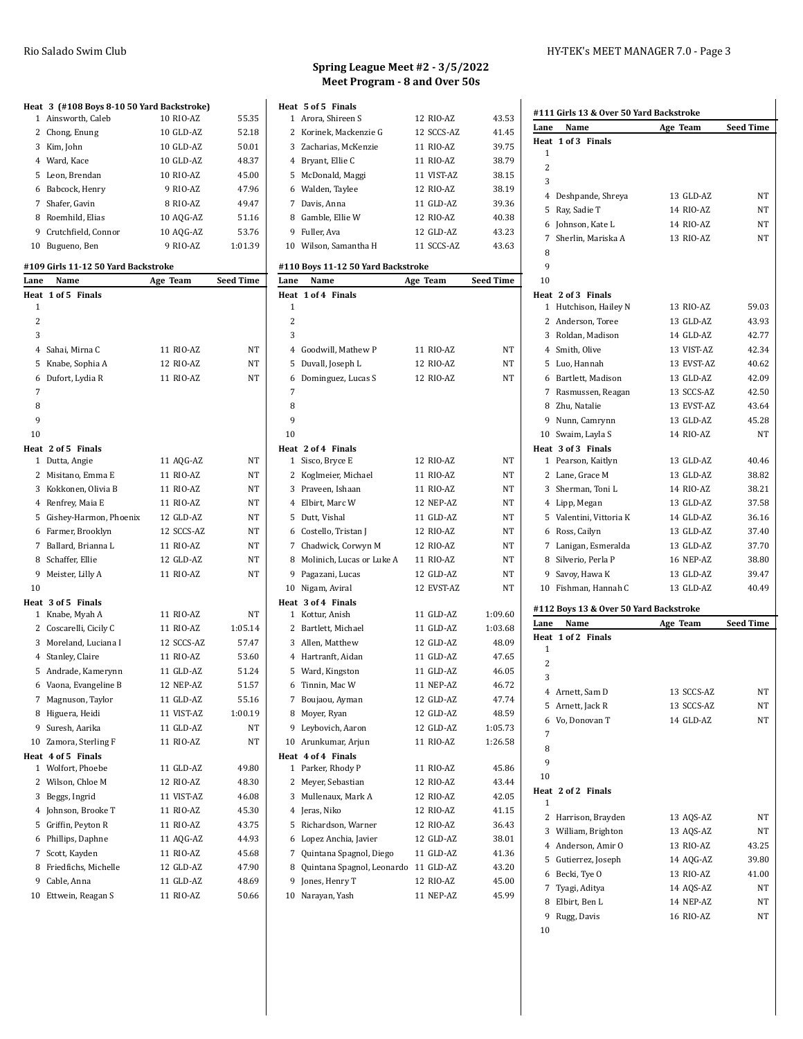# Spring League Meet #2 - 3/5/2022
## Meet Program - 8 and Over 50s

**Heat 3 (#108 Boys 8-10 50 Yard Backstroke)**

| Lane | Name | Age | Team | Seed Time |
|---|---|---|---|---|
| 1 | Ainsworth, Caleb | 10 | RIO-AZ | 55.35 |
| 2 | Chong, Enung | 10 | GLD-AZ | 52.18 |
| 3 | Kim, John | 10 | GLD-AZ | 50.01 |
| 4 | Ward, Kace | 10 | GLD-AZ | 48.37 |
| 5 | Leon, Brendan | 10 | RIO-AZ | 45.00 |
| 6 | Babcock, Henry | 9 | RIO-AZ | 47.96 |
| 7 | Shafer, Gavin | 8 | RIO-AZ | 49.47 |
| 8 | Roemhild, Elias | 10 | AQG-AZ | 51.16 |
| 9 | Crutchfield, Connor | 10 | AQG-AZ | 53.76 |
| 10 | Bugueno, Ben | 9 | RIO-AZ | 1:01.39 |

### #109 Girls 11-12 50 Yard Backstroke

| Lane | Name | Age | Team | Seed Time |
|---|---|---|---|---|
| **Heat 1 of 5 Finals** | | | | |
| 1 | | | | |
| 2 | | | | |
| 3 | | | | |
| 4 | Sahai, Mirna C | 11 | RIO-AZ | NT |
| 5 | Knabe, Sophia A | 12 | RIO-AZ | NT |
| 6 | Dufort, Lydia R | 11 | RIO-AZ | NT |
| 7 | | | | |
| 8 | | | | |
| 9 | | | | |
| 10 | | | | |
| **Heat 2 of 5 Finals** | | | | |
| 1 | Dutta, Angie | 11 | AQG-AZ | NT |
| 2 | Misitano, Emma E | 11 | RIO-AZ | NT |
| 3 | Kokkonen, Olivia B | 11 | RIO-AZ | NT |
| 4 | Renfrey, Maia E | 11 | RIO-AZ | NT |
| 5 | Gishey-Harmon, Phoenix | 12 | GLD-AZ | NT |
| 6 | Farmer, Brooklyn | 12 | SCCS-AZ | NT |
| 7 | Ballard, Brianna L | 11 | RIO-AZ | NT |
| 8 | Schaffer, Ellie | 12 | GLD-AZ | NT |
| 9 | Meister, Lilly A | 11 | RIO-AZ | NT |
| 10 | | | | |
| **Heat 3 of 5 Finals** | | | | |
| 1 | Knabe, Myah A | 11 | RIO-AZ | NT |
| 2 | Coscarelli, Cicily C | 11 | RIO-AZ | 1:05.14 |
| 3 | Moreland, Luciana I | 12 | SCCS-AZ | 57.47 |
| 4 | Stanley, Claire | 11 | RIO-AZ | 53.60 |
| 5 | Andrade, Kamerynn | 11 | GLD-AZ | 51.24 |
| 6 | Vaona, Evangeline B | 12 | NEP-AZ | 51.57 |
| 7 | Magnuson, Taylor | 11 | GLD-AZ | 55.16 |
| 8 | Higuera, Heidi | 11 | VIST-AZ | 1:00.19 |
| 9 | Suresh, Aarika | 11 | GLD-AZ | NT |
| 10 | Zamora, Sterling F | 11 | RIO-AZ | NT |
| **Heat 4 of 5 Finals** | | | | |
| 1 | Wolfort, Phoebe | 11 | GLD-AZ | 49.80 |
| 2 | Wilson, Chloe M | 12 | RIO-AZ | 48.30 |
| 3 | Beggs, Ingrid | 11 | VIST-AZ | 46.08 |
| 4 | Johnson, Brooke T | 11 | RIO-AZ | 45.30 |
| 5 | Griffin, Peyton R | 11 | RIO-AZ | 43.75 |
| 6 | Phillips, Daphne | 11 | AQG-AZ | 44.93 |
| 7 | Scott, Kayden | 11 | RIO-AZ | 45.68 |
| 8 | Friedfichs, Michelle | 12 | GLD-AZ | 47.90 |
| 9 | Cable, Anna | 11 | GLD-AZ | 48.69 |
| 10 | Ettwein, Reagan S | 11 | RIO-AZ | 50.66 |
| **Heat 5 of 5 Finals** | | | | |
| 1 | Arora, Shireen S | 12 | RIO-AZ | 43.53 |
| 2 | Korinek, Mackenzie G | 12 | SCCS-AZ | 41.45 |
| 3 | Zacharias, McKenzie | 11 | RIO-AZ | 39.75 |
| 4 | Bryant, Ellie C | 11 | RIO-AZ | 38.79 |
| 5 | McDonald, Maggi | 11 | VIST-AZ | 38.15 |
| 6 | Walden, Taylee | 12 | RIO-AZ | 38.19 |
| 7 | Davis, Anna | 11 | GLD-AZ | 39.36 |
| 8 | Gamble, Ellie W | 12 | RIO-AZ | 40.38 |
| 9 | Fuller, Ava | 12 | GLD-AZ | 43.23 |
| 10 | Wilson, Samantha H | 11 | SCCS-AZ | 43.63 |

### #110 Boys 11-12 50 Yard Backstroke

| Lane | Name | Age | Team | Seed Time |
|---|---|---|---|---|
| **Heat 1 of 4 Finals** | | | | |
| 1 | | | | |
| 2 | | | | |
| 3 | | | | |
| 4 | Goodwill, Mathew P | 11 | RIO-AZ | NT |
| 5 | Duvall, Joseph L | 12 | RIO-AZ | NT |
| 6 | Dominguez, Lucas S | 12 | RIO-AZ | NT |
| 7 | | | | |
| 8 | | | | |
| 9 | | | | |
| 10 | | | | |
| **Heat 2 of 4 Finals** | | | | |
| 1 | Sisco, Bryce E | 12 | RIO-AZ | NT |
| 2 | Koglmeier, Michael | 11 | RIO-AZ | NT |
| 3 | Praveen, Ishaan | 11 | RIO-AZ | NT |
| 4 | Elbirt, Marc W | 12 | NEP-AZ | NT |
| 5 | Dutt, Vishal | 11 | GLD-AZ | NT |
| 6 | Costello, Tristan J | 12 | RIO-AZ | NT |
| 7 | Chadwick, Corwyn M | 12 | RIO-AZ | NT |
| 8 | Molinich, Lucas or Luke A | 11 | RIO-AZ | NT |
| 9 | Pagazani, Lucas | 12 | GLD-AZ | NT |
| 10 | Nigam, Aviral | 12 | EVST-AZ | NT |
| **Heat 3 of 4 Finals** | | | | |
| 1 | Kottur, Anish | 11 | GLD-AZ | 1:09.60 |
| 2 | Bartlett, Michael | 11 | GLD-AZ | 1:03.68 |
| 3 | Allen, Matthew | 12 | GLD-AZ | 48.09 |
| 4 | Hartranft, Aidan | 11 | GLD-AZ | 47.65 |
| 5 | Ward, Kingston | 11 | GLD-AZ | 46.05 |
| 6 | Tinnin, Mac W | 11 | NEP-AZ | 46.72 |
| 7 | Boujaou, Ayman | 12 | GLD-AZ | 47.74 |
| 8 | Moyer, Ryan | 12 | GLD-AZ | 48.59 |
| 9 | Leybovich, Aaron | 12 | GLD-AZ | 1:05.73 |
| 10 | Arunkumar, Arjun | 11 | RIO-AZ | 1:26.58 |
| **Heat 4 of 4 Finals** | | | | |
| 1 | Parker, Rhody P | 11 | RIO-AZ | 45.86 |
| 2 | Meyer, Sebastian | 12 | RIO-AZ | 43.44 |
| 3 | Mullenaux, Mark A | 12 | RIO-AZ | 42.05 |
| 4 | Jeras, Niko | 12 | RIO-AZ | 41.15 |
| 5 | Richardson, Warner | 12 | RIO-AZ | 36.43 |
| 6 | Lopez Anchia, Javier | 12 | GLD-AZ | 38.01 |
| 7 | Quintana Spagnol, Diego | 11 | GLD-AZ | 41.36 |
| 8 | Quintana Spagnol, Leonardo | 11 | GLD-AZ | 43.20 |
| 9 | Jones, Henry T | 12 | RIO-AZ | 45.00 |
| 10 | Narayan, Yash | 11 | NEP-AZ | 45.99 |

### #111 Girls 13 & Over 50 Yard Backstroke

| Lane | Name | Age | Team | Seed Time |
|---|---|---|---|---|
| **Heat 1 of 3 Finals** | | | | |
| 1 | | | | |
| 2 | | | | |
| 3 | | | | |
| 4 | Deshpande, Shreya | 13 | GLD-AZ | NT |
| 5 | Ray, Sadie T | 14 | RIO-AZ | NT |
| 6 | Johnson, Kate L | 14 | RIO-AZ | NT |
| 7 | Sherlin, Mariska A | 13 | RIO-AZ | NT |
| 8 | | | | |
| 9 | | | | |
| 10 | | | | |
| **Heat 2 of 3 Finals** | | | | |
| 1 | Hutchison, Hailey N | 13 | RIO-AZ | 59.03 |
| 2 | Anderson, Toree | 13 | GLD-AZ | 43.93 |
| 3 | Roldan, Madison | 14 | GLD-AZ | 42.77 |
| 4 | Smith, Olive | 13 | VIST-AZ | 42.34 |
| 5 | Luo, Hannah | 13 | EVST-AZ | 40.62 |
| 6 | Bartlett, Madison | 13 | GLD-AZ | 42.09 |
| 7 | Rasmussen, Reagan | 13 | SCCS-AZ | 42.50 |
| 8 | Zhu, Natalie | 13 | EVST-AZ | 43.64 |
| 9 | Nunn, Camrynn | 13 | GLD-AZ | 45.28 |
| 10 | Swaim, Layla S | 14 | RIO-AZ | NT |
| **Heat 3 of 3 Finals** | | | | |
| 1 | Pearson, Kaitlyn | 13 | GLD-AZ | 40.46 |
| 2 | Lane, Grace M | 13 | GLD-AZ | 38.82 |
| 3 | Sherman, Toni L | 14 | RIO-AZ | 38.21 |
| 4 | Lipp, Megan | 13 | GLD-AZ | 37.58 |
| 5 | Valentini, Vittoria K | 14 | GLD-AZ | 36.16 |
| 6 | Ross, Cailyn | 13 | GLD-AZ | 37.40 |
| 7 | Lanigan, Esmeralda | 13 | GLD-AZ | 37.70 |
| 8 | Silverio, Perla P | 16 | NEP-AZ | 38.80 |
| 9 | Savoy, Hawa K | 13 | GLD-AZ | 39.47 |
| 10 | Fishman, Hannah C | 13 | GLD-AZ | 40.49 |

### #112 Boys 13 & Over 50 Yard Backstroke

| Lane | Name | Age | Team | Seed Time |
|---|---|---|---|---|
| **Heat 1 of 2 Finals** | | | | |
| 1 | | | | |
| 2 | | | | |
| 3 | | | | |
| 4 | Arnett, Sam D | 13 | SCCS-AZ | NT |
| 5 | Arnett, Jack R | 13 | SCCS-AZ | NT |
| 6 | Vo, Donovan T | 14 | GLD-AZ | NT |
| 7 | | | | |
| 8 | | | | |
| 9 | | | | |
| 10 | | | | |
| **Heat 2 of 2 Finals** | | | | |
| 1 | | | | |
| 2 | Harrison, Brayden | 13 | AQS-AZ | NT |
| 3 | William, Brighton | 13 | AQS-AZ | NT |
| 4 | Anderson, Amir O | 13 | RIO-AZ | 43.25 |
| 5 | Gutierrez, Joseph | 14 | AQG-AZ | 39.80 |
| 6 | Becki, Tye O | 13 | RIO-AZ | 41.00 |
| 7 | Tyagi, Aditya | 14 | AQS-AZ | NT |
| 8 | Elbirt, Ben L | 14 | NEP-AZ | NT |
| 9 | Rugg, Davis | 16 | RIO-AZ | NT |
| 10 | | | | |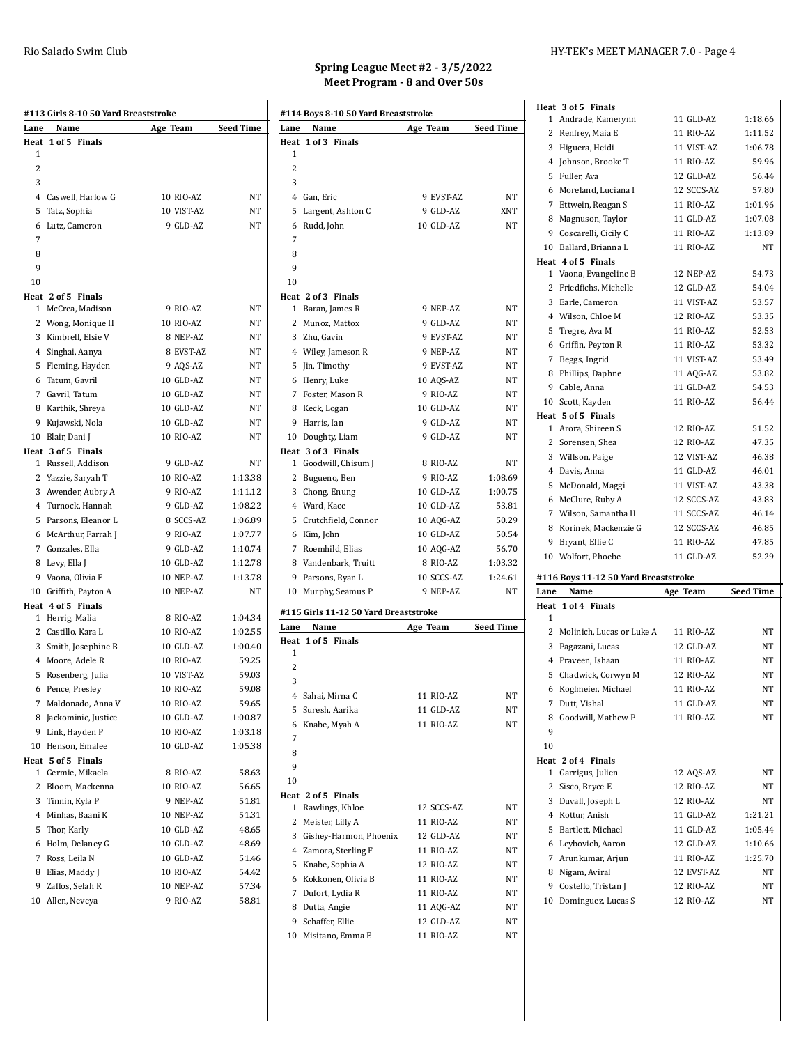## Spring League Meet #2 - 3/5/2022
## Meet Program - 8 and Over 50s

### #113 Girls 8-10 50 Yard Breaststroke

| Lane | Name | Age | Team | Seed Time |
|---|---|---|---|---|
| **Heat 1 of 5 Finals** | | | | |
| 1 | | | | |
| 2 | | | | |
| 3 | | | | |
| 4 | Caswell, Harlow G | 10 | RIO-AZ | NT |
| 5 | Tatz, Sophia | 10 | VIST-AZ | NT |
| 6 | Lutz, Cameron | 9 | GLD-AZ | NT |
| 7 | | | | |
| 8 | | | | |
| 9 | | | | |
| 10 | | | | |
| **Heat 2 of 5 Finals** | | | | |
| 1 | McCrea, Madison | 9 | RIO-AZ | NT |
| 2 | Wong, Monique H | 10 | RIO-AZ | NT |
| 3 | Kimbrell, Elsie V | 8 | NEP-AZ | NT |
| 4 | Singhai, Aanya | 8 | EVST-AZ | NT |
| 5 | Fleming, Hayden | 9 | AQS-AZ | NT |
| 6 | Tatum, Gavril | 10 | GLD-AZ | NT |
| 7 | Gavril, Tatum | 10 | GLD-AZ | NT |
| 8 | Karthik, Shreya | 10 | GLD-AZ | NT |
| 9 | Kujawski, Nola | 10 | GLD-AZ | NT |
| 10 | Blair, Dani J | 10 | RIO-AZ | NT |
| **Heat 3 of 5 Finals** | | | | |
| 1 | Russell, Addison | 9 | GLD-AZ | NT |
| 2 | Yazzie, Saryah T | 10 | RIO-AZ | 1:13.38 |
| 3 | Awender, Aubry A | 9 | RIO-AZ | 1:11.12 |
| 4 | Turnock, Hannah | 9 | GLD-AZ | 1:08.22 |
| 5 | Parsons, Eleanor L | 8 | SCCS-AZ | 1:06.89 |
| 6 | McArthur, Farrah J | 9 | RIO-AZ | 1:07.77 |
| 7 | Gonzales, Ella | 9 | GLD-AZ | 1:10.74 |
| 8 | Levy, Ella J | 10 | GLD-AZ | 1:12.78 |
| 9 | Vaona, Olivia F | 10 | NEP-AZ | 1:13.78 |
| 10 | Griffith, Payton A | 10 | NEP-AZ | NT |
| **Heat 4 of 5 Finals** | | | | |
| 1 | Herrig, Malia | 8 | RIO-AZ | 1:04.34 |
| 2 | Castillo, Kara L | 10 | RIO-AZ | 1:02.55 |
| 3 | Smith, Josephine B | 10 | GLD-AZ | 1:00.40 |
| 4 | Moore, Adele R | 10 | RIO-AZ | 59.25 |
| 5 | Rosenberg, Julia | 10 | VIST-AZ | 59.03 |
| 6 | Pence, Presley | 10 | RIO-AZ | 59.08 |
| 7 | Maldonado, Anna V | 10 | RIO-AZ | 59.65 |
| 8 | Jackominic, Justice | 10 | GLD-AZ | 1:00.87 |
| 9 | Link, Hayden P | 10 | RIO-AZ | 1:03.18 |
| 10 | Henson, Emalee | 10 | GLD-AZ | 1:05.38 |
| **Heat 5 of 5 Finals** | | | | |
| 1 | Germie, Mikaela | 8 | RIO-AZ | 58.63 |
| 2 | Bloom, Mackenna | 10 | RIO-AZ | 56.65 |
| 3 | Tinnin, Kyla P | 9 | NEP-AZ | 51.81 |
| 4 | Minhas, Baani K | 10 | NEP-AZ | 51.31 |
| 5 | Thor, Karly | 10 | GLD-AZ | 48.65 |
| 6 | Holm, Delaney G | 10 | GLD-AZ | 48.69 |
| 7 | Ross, Leila N | 10 | GLD-AZ | 51.46 |
| 8 | Elias, Maddy J | 10 | RIO-AZ | 54.42 |
| 9 | Zaffos, Selah R | 10 | NEP-AZ | 57.34 |
| 10 | Allen, Neveya | 9 | RIO-AZ | 58.81 |

### #114 Boys 8-10 50 Yard Breaststroke

| Lane | Name | Age | Team | Seed Time |
|---|---|---|---|---|
| **Heat 1 of 3 Finals** | | | | |
| 1 | | | | |
| 2 | | | | |
| 3 | | | | |
| 4 | Gan, Eric | 9 | EVST-AZ | NT |
| 5 | Largent, Ashton C | 9 | GLD-AZ | XNT |
| 6 | Rudd, John | 10 | GLD-AZ | NT |
| 7 | | | | |
| 8 | | | | |
| 9 | | | | |
| 10 | | | | |
| **Heat 2 of 3 Finals** | | | | |
| 1 | Baran, James R | 9 | NEP-AZ | NT |
| 2 | Munoz, Mattox | 9 | GLD-AZ | NT |
| 3 | Zhu, Gavin | 9 | EVST-AZ | NT |
| 4 | Wiley, Jameson R | 9 | NEP-AZ | NT |
| 5 | Jin, Timothy | 9 | EVST-AZ | NT |
| 6 | Henry, Luke | 10 | AQS-AZ | NT |
| 7 | Foster, Mason R | 9 | RIO-AZ | NT |
| 8 | Keck, Logan | 10 | GLD-AZ | NT |
| 9 | Harris, Ian | 9 | GLD-AZ | NT |
| 10 | Doughty, Liam | 9 | GLD-AZ | NT |
| **Heat 3 of 3 Finals** | | | | |
| 1 | Goodwill, Chisum J | 8 | RIO-AZ | NT |
| 2 | Bugueno, Ben | 9 | RIO-AZ | 1:08.69 |
| 3 | Chong, Enung | 10 | GLD-AZ | 1:00.75 |
| 4 | Ward, Kace | 10 | GLD-AZ | 53.81 |
| 5 | Crutchfield, Connor | 10 | AQG-AZ | 50.29 |
| 6 | Kim, John | 10 | GLD-AZ | 50.54 |
| 7 | Roemhild, Elias | 10 | AQG-AZ | 56.70 |
| 8 | Vandenbark, Truitt | 8 | RIO-AZ | 1:03.32 |
| 9 | Parsons, Ryan L | 10 | SCCS-AZ | 1:24.61 |
| 10 | Murphy, Seamus P | 9 | NEP-AZ | NT |

### #115 Girls 11-12 50 Yard Breaststroke

| Lane | Name | Age | Team | Seed Time |
|---|---|---|---|---|
| **Heat 1 of 5 Finals** | | | | |
| 1 | | | | |
| 2 | | | | |
| 3 | | | | |
| 4 | Sahai, Mirna C | 11 | RIO-AZ | NT |
| 5 | Suresh, Aarika | 11 | GLD-AZ | NT |
| 6 | Knabe, Myah A | 11 | RIO-AZ | NT |
| 7 | | | | |
| 8 | | | | |
| 9 | | | | |
| 10 | | | | |
| **Heat 2 of 5 Finals** | | | | |
| 1 | Rawlings, Khloe | 12 | SCCS-AZ | NT |
| 2 | Meister, Lilly A | 11 | RIO-AZ | NT |
| 3 | Gishey-Harmon, Phoenix | 12 | GLD-AZ | NT |
| 4 | Zamora, Sterling F | 11 | RIO-AZ | NT |
| 5 | Knabe, Sophia A | 12 | RIO-AZ | NT |
| 6 | Kokkonen, Olivia B | 11 | RIO-AZ | NT |
| 7 | Dufort, Lydia R | 11 | RIO-AZ | NT |
| 8 | Dutta, Angie | 11 | AQG-AZ | NT |
| 9 | Schaffer, Ellie | 12 | GLD-AZ | NT |
| 10 | Misitano, Emma E | 11 | RIO-AZ | NT |
| **Heat 3 of 5 Finals** | | | | |
| 1 | Andrade, Kamerynn | 11 | GLD-AZ | 1:18.66 |
| 2 | Renfrey, Maia E | 11 | RIO-AZ | 1:11.52 |
| 3 | Higuera, Heidi | 11 | VIST-AZ | 1:06.78 |
| 4 | Johnson, Brooke T | 11 | RIO-AZ | 59.96 |
| 5 | Fuller, Ava | 12 | GLD-AZ | 56.44 |
| 6 | Moreland, Luciana I | 12 | SCCS-AZ | 57.80 |
| 7 | Ettwein, Reagan S | 11 | RIO-AZ | 1:01.96 |
| 8 | Magnuson, Taylor | 11 | GLD-AZ | 1:07.08 |
| 9 | Coscarelli, Cicily C | 11 | RIO-AZ | 1:13.89 |
| 10 | Ballard, Brianna L | 11 | RIO-AZ | NT |
| **Heat 4 of 5 Finals** | | | | |
| 1 | Vaona, Evangeline B | 12 | NEP-AZ | 54.73 |
| 2 | Friedfichs, Michelle | 12 | GLD-AZ | 54.04 |
| 3 | Earle, Cameron | 11 | VIST-AZ | 53.57 |
| 4 | Wilson, Chloe M | 12 | RIO-AZ | 53.35 |
| 5 | Tregre, Ava M | 11 | RIO-AZ | 52.53 |
| 6 | Griffin, Peyton R | 11 | RIO-AZ | 53.32 |
| 7 | Beggs, Ingrid | 11 | VIST-AZ | 53.49 |
| 8 | Phillips, Daphne | 11 | AQG-AZ | 53.82 |
| 9 | Cable, Anna | 11 | GLD-AZ | 54.53 |
| 10 | Scott, Kayden | 11 | RIO-AZ | 56.44 |
| **Heat 5 of 5 Finals** | | | | |
| 1 | Arora, Shireen S | 12 | RIO-AZ | 51.52 |
| 2 | Sorensen, Shea | 12 | RIO-AZ | 47.35 |
| 3 | Willson, Paige | 12 | VIST-AZ | 46.38 |
| 4 | Davis, Anna | 11 | GLD-AZ | 46.01 |
| 5 | McDonald, Maggi | 11 | VIST-AZ | 43.38 |
| 6 | McClure, Ruby A | 12 | SCCS-AZ | 43.83 |
| 7 | Wilson, Samantha H | 11 | SCCS-AZ | 46.14 |
| 8 | Korinek, Mackenzie G | 12 | SCCS-AZ | 46.85 |
| 9 | Bryant, Ellie C | 11 | RIO-AZ | 47.85 |
| 10 | Wolfort, Phoebe | 11 | GLD-AZ | 52.29 |

### #116 Boys 11-12 50 Yard Breaststroke

| Lane | Name | Age | Team | Seed Time |
|---|---|---|---|---|
| **Heat 1 of 4 Finals** | | | | |
| 1 | | | | |
| 2 | Molinich, Lucas or Luke A | 11 | RIO-AZ | NT |
| 3 | Pagazani, Lucas | 12 | GLD-AZ | NT |
| 4 | Praveen, Ishaan | 11 | RIO-AZ | NT |
| 5 | Chadwick, Corwyn M | 12 | RIO-AZ | NT |
| 6 | Koglmeier, Michael | 11 | RIO-AZ | NT |
| 7 | Dutt, Vishal | 11 | GLD-AZ | NT |
| 8 | Goodwill, Mathew P | 11 | RIO-AZ | NT |
| 9 | | | | |
| 10 | | | | |
| **Heat 2 of 4 Finals** | | | | |
| 1 | Garrigus, Julien | 12 | AQS-AZ | NT |
| 2 | Sisco, Bryce E | 12 | RIO-AZ | NT |
| 3 | Duvall, Joseph L | 12 | RIO-AZ | NT |
| 4 | Kottur, Anish | 11 | GLD-AZ | 1:21.21 |
| 5 | Bartlett, Michael | 11 | GLD-AZ | 1:05.44 |
| 6 | Leybovich, Aaron | 12 | GLD-AZ | 1:10.66 |
| 7 | Arunkumar, Arjun | 11 | RIO-AZ | 1:25.70 |
| 8 | Nigam, Aviral | 12 | EVST-AZ | NT |
| 9 | Costello, Tristan J | 12 | RIO-AZ | NT |
| 10 | Dominguez, Lucas S | 12 | RIO-AZ | NT |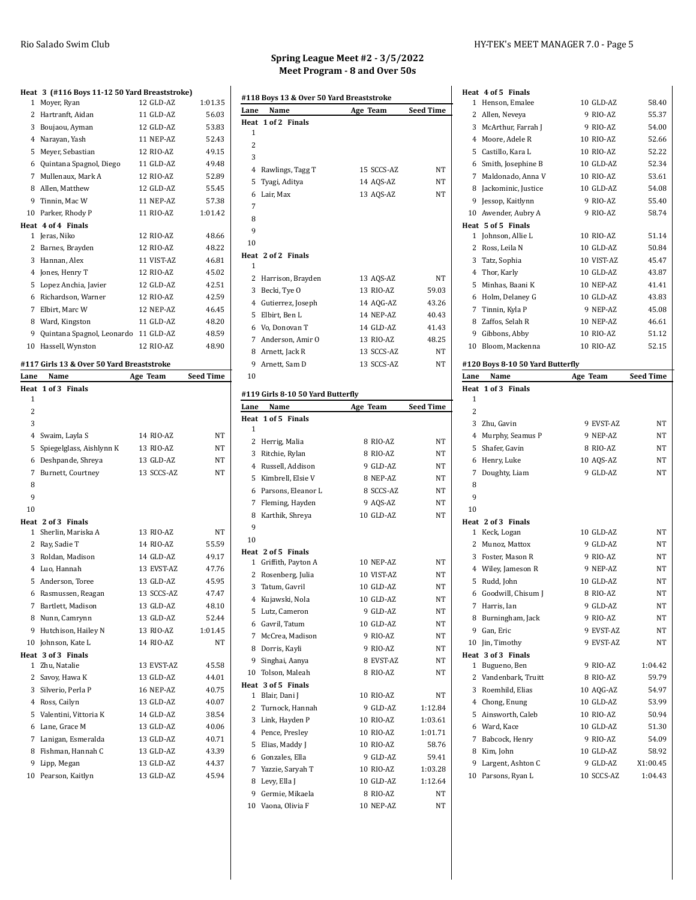## Spring League Meet #2 - 3/5/2022
## Meet Program - 8 and Over 50s

**Heat 3 (#116 Boys 11-12 50 Yard Breaststroke)**

| Lane | Name | Age | Team | Seed Time |
|---|---|---|---|---|
| 1 | Moyer, Ryan | 12 | GLD-AZ | 1:01.35 |
| 2 | Hartranft, Aidan | 11 | GLD-AZ | 56.03 |
| 3 | Boujaou, Ayman | 12 | GLD-AZ | 53.83 |
| 4 | Narayan, Yash | 11 | NEP-AZ | 52.43 |
| 5 | Meyer, Sebastian | 12 | RIO-AZ | 49.15 |
| 6 | Quintana Spagnol, Diego | 11 | GLD-AZ | 49.48 |
| 7 | Mullenaux, Mark A | 12 | RIO-AZ | 52.89 |
| 8 | Allen, Matthew | 12 | GLD-AZ | 55.45 |
| 9 | Tinnin, Mac W | 11 | NEP-AZ | 57.38 |
| 10 | Parker, Rhody P | 11 | RIO-AZ | 1:01.42 |

**Heat 4 of 4 Finals**

| Lane | Name | Age | Team | Seed Time |
|---|---|---|---|---|
| 1 | Jeras, Niko | 12 | RIO-AZ | 48.66 |
| 2 | Barnes, Brayden | 12 | RIO-AZ | 48.22 |
| 3 | Hannan, Alex | 11 | VIST-AZ | 46.81 |
| 4 | Jones, Henry T | 12 | RIO-AZ | 45.02 |
| 5 | Lopez Anchia, Javier | 12 | GLD-AZ | 42.51 |
| 6 | Richardson, Warner | 12 | RIO-AZ | 42.59 |
| 7 | Elbirt, Marc W | 12 | NEP-AZ | 46.45 |
| 8 | Ward, Kingston | 11 | GLD-AZ | 48.20 |
| 9 | Quintana Spagnol, Leonardo | 11 | GLD-AZ | 48.59 |
| 10 | Hassell, Wynston | 12 | RIO-AZ | 48.90 |

### #117 Girls 13 & Over 50 Yard Breaststroke

**Heat 1 of 3 Finals**

| Lane | Name | Age | Team | Seed Time |
|---|---|---|---|---|
| 1 | | | | |
| 2 | | | | |
| 3 | | | | |
| 4 | Swaim, Layla S | 14 | RIO-AZ | NT |
| 5 | Spiegelglass, Aishlynn K | 13 | RIO-AZ | NT |
| 6 | Deshpande, Shreya | 13 | GLD-AZ | NT |
| 7 | Burnett, Courtney | 13 | SCCS-AZ | NT |
| 8 | | | | |
| 9 | | | | |
| 10 | | | | |

**Heat 2 of 3 Finals**

| Lane | Name | Age | Team | Seed Time |
|---|---|---|---|---|
| 1 | Sherlin, Mariska A | 13 | RIO-AZ | NT |
| 2 | Ray, Sadie T | 14 | RIO-AZ | 55.59 |
| 3 | Roldan, Madison | 14 | GLD-AZ | 49.17 |
| 4 | Luo, Hannah | 13 | EVST-AZ | 47.76 |
| 5 | Anderson, Toree | 13 | GLD-AZ | 45.95 |
| 6 | Rasmussen, Reagan | 13 | SCCS-AZ | 47.47 |
| 7 | Bartlett, Madison | 13 | GLD-AZ | 48.10 |
| 8 | Nunn, Camrynn | 13 | GLD-AZ | 52.44 |
| 9 | Hutchison, Hailey N | 13 | RIO-AZ | 1:01.45 |
| 10 | Johnson, Kate L | 14 | RIO-AZ | NT |

**Heat 3 of 3 Finals**

| Lane | Name | Age | Team | Seed Time |
|---|---|---|---|---|
| 1 | Zhu, Natalie | 13 | EVST-AZ | 45.58 |
| 2 | Savoy, Hawa K | 13 | GLD-AZ | 44.01 |
| 3 | Silverio, Perla P | 16 | NEP-AZ | 40.75 |
| 4 | Ross, Cailyn | 13 | GLD-AZ | 40.07 |
| 5 | Valentini, Vittoria K | 14 | GLD-AZ | 38.54 |
| 6 | Lane, Grace M | 13 | GLD-AZ | 40.06 |
| 7 | Lanigan, Esmeralda | 13 | GLD-AZ | 40.71 |
| 8 | Fishman, Hannah C | 13 | GLD-AZ | 43.39 |
| 9 | Lipp, Megan | 13 | GLD-AZ | 44.37 |
| 10 | Pearson, Kaitlyn | 13 | GLD-AZ | 45.94 |

### #118 Boys 13 & Over 50 Yard Breaststroke

**Heat 1 of 2 Finals**

| Lane | Name | Age | Team | Seed Time |
|---|---|---|---|---|
| 1 | | | | |
| 2 | | | | |
| 3 | | | | |
| 4 | Rawlings, Tagg T | 15 | SCCS-AZ | NT |
| 5 | Tyagi, Aditya | 14 | AQS-AZ | NT |
| 6 | Lair, Max | 13 | AQS-AZ | NT |
| 7 | | | | |
| 8 | | | | |
| 9 | | | | |
| 10 | | | | |

**Heat 2 of 2 Finals**

| Lane | Name | Age | Team | Seed Time |
|---|---|---|---|---|
| 1 | | | | |
| 2 | Harrison, Brayden | 13 | AQS-AZ | NT |
| 3 | Becki, Tye O | 13 | RIO-AZ | 59.03 |
| 4 | Gutierrez, Joseph | 14 | AQG-AZ | 43.26 |
| 5 | Elbirt, Ben L | 14 | NEP-AZ | 40.43 |
| 6 | Vo, Donovan T | 14 | GLD-AZ | 41.43 |
| 7 | Anderson, Amir O | 13 | RIO-AZ | 48.25 |
| 8 | Arnett, Jack R | 13 | SCCS-AZ | NT |
| 9 | Arnett, Sam D | 13 | SCCS-AZ | NT |
| 10 | | | | |

### #119 Girls 8-10 50 Yard Butterfly

**Heat 1 of 5 Finals**

| Lane | Name | Age | Team | Seed Time |
|---|---|---|---|---|
| 1 | | | | |
| 2 | Herrig, Malia | 8 | RIO-AZ | NT |
| 3 | Ritchie, Rylan | 8 | RIO-AZ | NT |
| 4 | Russell, Addison | 9 | GLD-AZ | NT |
| 5 | Kimbrell, Elsie V | 8 | NEP-AZ | NT |
| 6 | Parsons, Eleanor L | 8 | SCCS-AZ | NT |
| 7 | Fleming, Hayden | 9 | AQS-AZ | NT |
| 8 | Karthik, Shreya | 10 | GLD-AZ | NT |
| 9 | | | | |
| 10 | | | | |

**Heat 2 of 5 Finals**

| Lane | Name | Age | Team | Seed Time |
|---|---|---|---|---|
| 1 | Griffith, Payton A | 10 | NEP-AZ | NT |
| 2 | Rosenberg, Julia | 10 | VIST-AZ | NT |
| 3 | Tatum, Gavril | 10 | GLD-AZ | NT |
| 4 | Kujawski, Nola | 10 | GLD-AZ | NT |
| 5 | Lutz, Cameron | 9 | GLD-AZ | NT |
| 6 | Gavril, Tatum | 10 | GLD-AZ | NT |
| 7 | McCrea, Madison | 9 | RIO-AZ | NT |
| 8 | Dorris, Kayli | 9 | RIO-AZ | NT |
| 9 | Singhai, Aanya | 8 | EVST-AZ | NT |
| 10 | Tolson, Maleah | 8 | RIO-AZ | NT |

**Heat 3 of 5 Finals**

| Lane | Name | Age | Team | Seed Time |
|---|---|---|---|---|
| 1 | Blair, Dani J | 10 | RIO-AZ | NT |
| 2 | Turnock, Hannah | 9 | GLD-AZ | 1:12.84 |
| 3 | Link, Hayden P | 10 | RIO-AZ | 1:03.61 |
| 4 | Pence, Presley | 10 | RIO-AZ | 1:01.71 |
| 5 | Elias, Maddy J | 10 | RIO-AZ | 58.76 |
| 6 | Gonzales, Ella | 9 | GLD-AZ | 59.41 |
| 7 | Yazzie, Saryah T | 10 | RIO-AZ | 1:03.28 |
| 8 | Levy, Ella J | 10 | GLD-AZ | 1:12.64 |
| 9 | Germie, Mikaela | 8 | RIO-AZ | NT |
| 10 | Vaona, Olivia F | 10 | NEP-AZ | NT |

**Heat 4 of 5 Finals**

| Lane | Name | Age | Team | Seed Time |
|---|---|---|---|---|
| 1 | Henson, Emalee | 10 | GLD-AZ | 58.40 |
| 2 | Allen, Neveya | 9 | RIO-AZ | 55.37 |
| 3 | McArthur, Farrah J | 9 | RIO-AZ | 54.00 |
| 4 | Moore, Adele R | 10 | RIO-AZ | 52.66 |
| 5 | Castillo, Kara L | 10 | RIO-AZ | 52.22 |
| 6 | Smith, Josephine B | 10 | GLD-AZ | 52.34 |
| 7 | Maldonado, Anna V | 10 | RIO-AZ | 53.61 |
| 8 | Jackominic, Justice | 10 | GLD-AZ | 54.08 |
| 9 | Jessop, Kaitlynn | 9 | RIO-AZ | 55.40 |
| 10 | Awender, Aubry A | 9 | RIO-AZ | 58.74 |

**Heat 5 of 5 Finals**

| Lane | Name | Age | Team | Seed Time |
|---|---|---|---|---|
| 1 | Johnson, Allie L | 10 | RIO-AZ | 51.14 |
| 2 | Ross, Leila N | 10 | GLD-AZ | 50.84 |
| 3 | Tatz, Sophia | 10 | VIST-AZ | 45.47 |
| 4 | Thor, Karly | 10 | GLD-AZ | 43.87 |
| 5 | Minhas, Baani K | 10 | NEP-AZ | 41.41 |
| 6 | Holm, Delaney G | 10 | GLD-AZ | 43.83 |
| 7 | Tinnin, Kyla P | 9 | NEP-AZ | 45.08 |
| 8 | Zaffos, Selah R | 10 | NEP-AZ | 46.61 |
| 9 | Gibbons, Abby | 10 | RIO-AZ | 51.12 |
| 10 | Bloom, Mackenna | 10 | RIO-AZ | 52.15 |

### #120 Boys 8-10 50 Yard Butterfly

**Heat 1 of 3 Finals**

| Lane | Name | Age | Team | Seed Time |
|---|---|---|---|---|
| 1 | | | | |
| 2 | | | | |
| 3 | Zhu, Gavin | 9 | EVST-AZ | NT |
| 4 | Murphy, Seamus P | 9 | NEP-AZ | NT |
| 5 | Shafer, Gavin | 8 | RIO-AZ | NT |
| 6 | Henry, Luke | 10 | AQS-AZ | NT |
| 7 | Doughty, Liam | 9 | GLD-AZ | NT |
| 8 | | | | |
| 9 | | | | |
| 10 | | | | |

**Heat 2 of 3 Finals**

| Lane | Name | Age | Team | Seed Time |
|---|---|---|---|---|
| 1 | Keck, Logan | 10 | GLD-AZ | NT |
| 2 | Munoz, Mattox | 9 | GLD-AZ | NT |
| 3 | Foster, Mason R | 9 | RIO-AZ | NT |
| 4 | Wiley, Jameson R | 9 | NEP-AZ | NT |
| 5 | Rudd, John | 10 | GLD-AZ | NT |
| 6 | Goodwill, Chisum J | 8 | RIO-AZ | NT |
| 7 | Harris, Ian | 9 | GLD-AZ | NT |
| 8 | Burningham, Jack | 9 | RIO-AZ | NT |
| 9 | Gan, Eric | 9 | EVST-AZ | NT |
| 10 | Jin, Timothy | 9 | EVST-AZ | NT |

**Heat 3 of 3 Finals**

| Lane | Name | Age | Team | Seed Time |
|---|---|---|---|---|
| 1 | Bugueno, Ben | 9 | RIO-AZ | 1:04.42 |
| 2 | Vandenbark, Truitt | 8 | RIO-AZ | 59.79 |
| 3 | Roemhild, Elias | 10 | AQG-AZ | 54.97 |
| 4 | Chong, Enung | 10 | GLD-AZ | 53.99 |
| 5 | Ainsworth, Caleb | 10 | RIO-AZ | 50.94 |
| 6 | Ward, Kace | 10 | GLD-AZ | 51.30 |
| 7 | Babcock, Henry | 9 | RIO-AZ | 54.09 |
| 8 | Kim, John | 10 | GLD-AZ | 58.92 |
| 9 | Largent, Ashton C | 9 | GLD-AZ | X1:00.45 |
| 10 | Parsons, Ryan L | 10 | SCCS-AZ | 1:04.43 |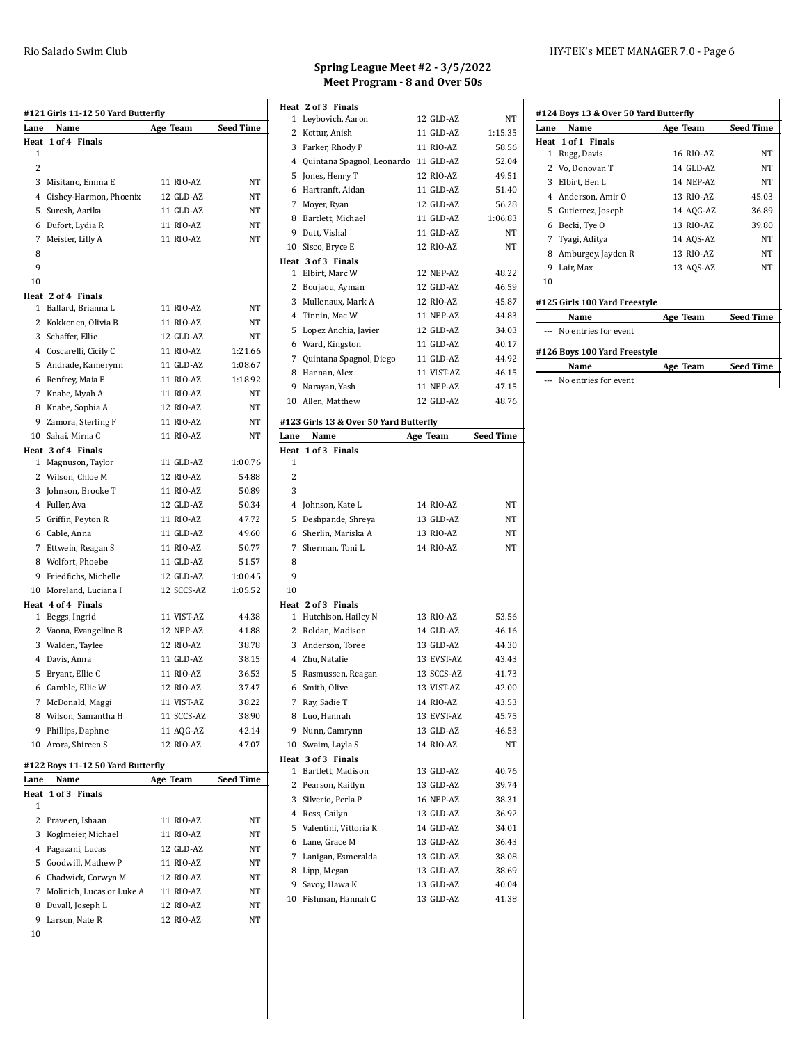## Spring League Meet #2 - 3/5/2022
## Meet Program - 8 and Over 50s

### #121 Girls 11-12 50 Yard Butterfly

| Lane | Name | Age | Team | Seed Time |
|---|---|---|---|---|
| **Heat 1 of 4 Finals** | | | | |
| 1 | | | | |
| 2 | | | | |
| 3 | Misitano, Emma E | 11 | RIO-AZ | NT |
| 4 | Gishey-Harmon, Phoenix | 12 | GLD-AZ | NT |
| 5 | Suresh, Aarika | 11 | GLD-AZ | NT |
| 6 | Dufort, Lydia R | 11 | RIO-AZ | NT |
| 7 | Meister, Lilly A | 11 | RIO-AZ | NT |
| 8 | | | | |
| 9 | | | | |
| 10 | | | | |
| **Heat 2 of 4 Finals** | | | | |
| 1 | Ballard, Brianna L | 11 | RIO-AZ | NT |
| 2 | Kokkonen, Olivia B | 11 | RIO-AZ | NT |
| 3 | Schaffer, Ellie | 12 | GLD-AZ | NT |
| 4 | Coscarelli, Cicily C | 11 | RIO-AZ | 1:21.66 |
| 5 | Andrade, Kamerynn | 11 | GLD-AZ | 1:08.67 |
| 6 | Renfrey, Maia E | 11 | RIO-AZ | 1:18.92 |
| 7 | Knabe, Myah A | 11 | RIO-AZ | NT |
| 8 | Knabe, Sophia A | 12 | RIO-AZ | NT |
| 9 | Zamora, Sterling F | 11 | RIO-AZ | NT |
| 10 | Sahai, Mirna C | 11 | RIO-AZ | NT |
| **Heat 3 of 4 Finals** | | | | |
| 1 | Magnuson, Taylor | 11 | GLD-AZ | 1:00.76 |
| 2 | Wilson, Chloe M | 12 | RIO-AZ | 54.88 |
| 3 | Johnson, Brooke T | 11 | RIO-AZ | 50.89 |
| 4 | Fuller, Ava | 12 | GLD-AZ | 50.34 |
| 5 | Griffin, Peyton R | 11 | RIO-AZ | 47.72 |
| 6 | Cable, Anna | 11 | GLD-AZ | 49.60 |
| 7 | Ettwein, Reagan S | 11 | RIO-AZ | 50.77 |
| 8 | Wolfort, Phoebe | 11 | GLD-AZ | 51.57 |
| 9 | Friedfichs, Michelle | 12 | GLD-AZ | 1:00.45 |
| 10 | Moreland, Luciana I | 12 | SCCS-AZ | 1:05.52 |
| **Heat 4 of 4 Finals** | | | | |
| 1 | Beggs, Ingrid | 11 | VIST-AZ | 44.38 |
| 2 | Vaona, Evangeline B | 12 | NEP-AZ | 41.88 |
| 3 | Walden, Taylee | 12 | RIO-AZ | 38.78 |
| 4 | Davis, Anna | 11 | GLD-AZ | 38.15 |
| 5 | Bryant, Ellie C | 11 | RIO-AZ | 36.53 |
| 6 | Gamble, Ellie W | 12 | RIO-AZ | 37.47 |
| 7 | McDonald, Maggi | 11 | VIST-AZ | 38.22 |
| 8 | Wilson, Samantha H | 11 | SCCS-AZ | 38.90 |
| 9 | Phillips, Daphne | 11 | AQG-AZ | 42.14 |
| 10 | Arora, Shireen S | 12 | RIO-AZ | 47.07 |

### #122 Boys 11-12 50 Yard Butterfly

| Lane | Name | Age | Team | Seed Time |
|---|---|---|---|---|
| **Heat 1 of 3 Finals** | | | | |
| 1 | | | | |
| 2 | Praveen, Ishaan | 11 | RIO-AZ | NT |
| 3 | Koglmeier, Michael | 11 | RIO-AZ | NT |
| 4 | Pagazani, Lucas | 12 | GLD-AZ | NT |
| 5 | Goodwill, Mathew P | 11 | RIO-AZ | NT |
| 6 | Chadwick, Corwyn M | 12 | RIO-AZ | NT |
| 7 | Molinich, Lucas or Luke A | 11 | RIO-AZ | NT |
| 8 | Duvall, Joseph L | 12 | RIO-AZ | NT |
| 9 | Larson, Nate R | 12 | RIO-AZ | NT |
| 10 | | | | |
| **Heat 2 of 3 Finals** | | | | |
| 1 | Leybovich, Aaron | 12 | GLD-AZ | NT |
| 2 | Kottur, Anish | 11 | GLD-AZ | 1:15.35 |
| 3 | Parker, Rhody P | 11 | RIO-AZ | 58.56 |
| 4 | Quintana Spagnol, Leonardo | 11 | GLD-AZ | 52.04 |
| 5 | Jones, Henry T | 12 | RIO-AZ | 49.51 |
| 6 | Hartranft, Aidan | 11 | GLD-AZ | 51.40 |
| 7 | Moyer, Ryan | 12 | GLD-AZ | 56.28 |
| 8 | Bartlett, Michael | 11 | GLD-AZ | 1:06.83 |
| 9 | Dutt, Vishal | 11 | GLD-AZ | NT |
| 10 | Sisco, Bryce E | 12 | RIO-AZ | NT |
| **Heat 3 of 3 Finals** | | | | |
| 1 | Elbirt, Marc W | 12 | NEP-AZ | 48.22 |
| 2 | Boujaou, Ayman | 12 | GLD-AZ | 46.59 |
| 3 | Mullenaux, Mark A | 12 | RIO-AZ | 45.87 |
| 4 | Tinnin, Mac W | 11 | NEP-AZ | 44.83 |
| 5 | Lopez Anchia, Javier | 12 | GLD-AZ | 34.03 |
| 6 | Ward, Kingston | 11 | GLD-AZ | 40.17 |
| 7 | Quintana Spagnol, Diego | 11 | GLD-AZ | 44.92 |
| 8 | Hannan, Alex | 11 | VIST-AZ | 46.15 |
| 9 | Narayan, Yash | 11 | NEP-AZ | 47.15 |
| 10 | Allen, Matthew | 12 | GLD-AZ | 48.76 |

### #123 Girls 13 & Over 50 Yard Butterfly

| Lane | Name | Age | Team | Seed Time |
|---|---|---|---|---|
| **Heat 1 of 3 Finals** | | | | |
| 1 | | | | |
| 2 | | | | |
| 3 | | | | |
| 4 | Johnson, Kate L | 14 | RIO-AZ | NT |
| 5 | Deshpande, Shreya | 13 | GLD-AZ | NT |
| 6 | Sherlin, Mariska A | 13 | RIO-AZ | NT |
| 7 | Sherman, Toni L | 14 | RIO-AZ | NT |
| 8 | | | | |
| 9 | | | | |
| 10 | | | | |
| **Heat 2 of 3 Finals** | | | | |
| 1 | Hutchison, Hailey N | 13 | RIO-AZ | 53.56 |
| 2 | Roldan, Madison | 14 | GLD-AZ | 46.16 |
| 3 | Anderson, Toree | 13 | GLD-AZ | 44.30 |
| 4 | Zhu, Natalie | 13 | EVST-AZ | 43.43 |
| 5 | Rasmussen, Reagan | 13 | SCCS-AZ | 41.73 |
| 6 | Smith, Olive | 13 | VIST-AZ | 42.00 |
| 7 | Ray, Sadie T | 14 | RIO-AZ | 43.53 |
| 8 | Luo, Hannah | 13 | EVST-AZ | 45.75 |
| 9 | Nunn, Camrynn | 13 | GLD-AZ | 46.53 |
| 10 | Swaim, Layla S | 14 | RIO-AZ | NT |
| **Heat 3 of 3 Finals** | | | | |
| 1 | Bartlett, Madison | 13 | GLD-AZ | 40.76 |
| 2 | Pearson, Kaitlyn | 13 | GLD-AZ | 39.74 |
| 3 | Silverio, Perla P | 16 | NEP-AZ | 38.31 |
| 4 | Ross, Cailyn | 13 | GLD-AZ | 36.92 |
| 5 | Valentini, Vittoria K | 14 | GLD-AZ | 34.01 |
| 6 | Lane, Grace M | 13 | GLD-AZ | 36.43 |
| 7 | Lanigan, Esmeralda | 13 | GLD-AZ | 38.08 |
| 8 | Lipp, Megan | 13 | GLD-AZ | 38.69 |
| 9 | Savoy, Hawa K | 13 | GLD-AZ | 40.04 |
| 10 | Fishman, Hannah C | 13 | GLD-AZ | 41.38 |

### #124 Boys 13 & Over 50 Yard Butterfly

| Lane | Name | Age | Team | Seed Time |
|---|---|---|---|---|
| **Heat 1 of 1 Finals** | | | | |
| 1 | Rugg, Davis | 16 | RIO-AZ | NT |
| 2 | Vo, Donovan T | 14 | GLD-AZ | NT |
| 3 | Elbirt, Ben L | 14 | NEP-AZ | NT |
| 4 | Anderson, Amir O | 13 | RIO-AZ | 45.03 |
| 5 | Gutierrez, Joseph | 14 | AQG-AZ | 36.89 |
| 6 | Becki, Tye O | 13 | RIO-AZ | 39.80 |
| 7 | Tyagi, Aditya | 14 | AQS-AZ | NT |
| 8 | Amburgey, Jayden R | 13 | RIO-AZ | NT |
| 9 | Lair, Max | 13 | AQS-AZ | NT |
| 10 | | | | |

### #125 Girls 100 Yard Freestyle

| | Name | Age | Team | Seed Time |
|---|---|---|---|---|
| --- | No entries for event | | | |

### #126 Boys 100 Yard Freestyle

| | Name | Age | Team | Seed Time |
|---|---|---|---|---|
| --- | No entries for event | | | |